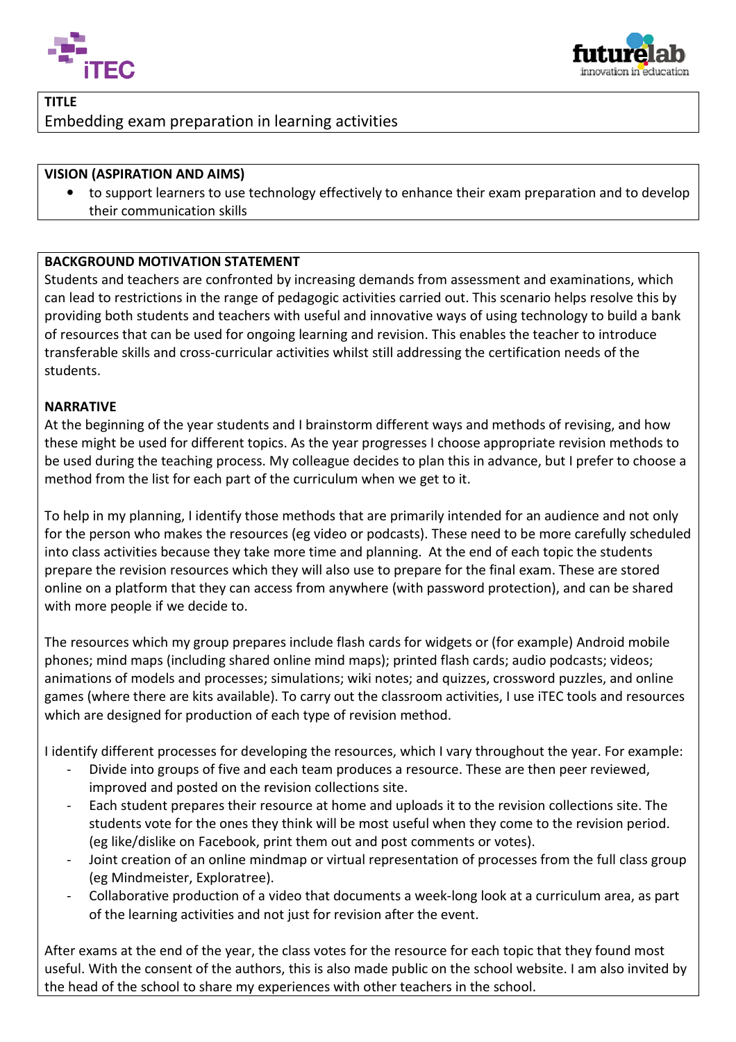**TITLE**

Embedding exam preparation in learning activities

**VISION (ASPIRATION AND AIMS)**

- to support learners to use technology effectively to enhance their exam preparation and to develop their communication skills

**BACKGROUND MOTIVATION STATEMENT**

Students and teachers are confronted by increasing demands from assessment and examinations, which can lead to restrictions in the range of pedagogic activities carried out. This scenario helps resolve this by providing both students and teachers with useful and innovative ways of using technology to build a bank of resources that can be used for ongoing learning and revision. This enables the teacher to introduce transferable skills and cross-curricular activities whilst still addressing the certification needs of the students.

**NARRATIVE**

At the beginning of the year students and I brainstorm different ways and methods of revising, and how these might be used for different topics. As the year progresses I choose appropriate revision methods to be used during the teaching process. My colleague decides to plan this in advance, but I prefer to choose a method from the list for each part of the curriculum when we get to it.

To help in my planning, I identify those methods that are primarily intended for an audience and not only for the person who makes the resources (eg video or podcasts). These need to be more carefully scheduled into class activities because they take more time and planning. At the end of each topic the students prepare the revision resources which they will also use to prepare for the final exam. These are stored online on a platform that they can access from anywhere (with password protection), and can be shared with more people if we decide to.

The resources which my group prepares include flash cards for widgets or (for example) Android mobile phones; mind maps (including shared online mind maps); printed flash cards; audio podcasts; videos; animations of models and processes; simulations; wiki notes; and quizzes, crossword puzzles, and online games (where there are kits available). To carry out the classroom activities, I use iTEC tools and resources which are designed for production of each type of revision method.

I identify different processes for developing the resources, which I vary throughout the year. For example:

- Divide into groups of five and each team produces a resource. These are then peer reviewed, improved and posted on the revision collections site.
- Each student prepares their resource at home and uploads it to the revision collections site. The students vote for the ones they think will be most useful when they come to the revision period. (eg like/dislike on Facebook, print them out and post comments or votes).
- Joint creation of an online mindmap or virtual representation of processes from the full class group (eg Mindmeister, Exploratree).
- Collaborative production of a video that documents a week-long look at a curriculum area, as part of the learning activities and not just for revision after the event.

After exams at the end of the year, the class votes for the resource for each topic that they found most useful. With the consent of the authors, this is also made public on the school website. I am also invited by the head of the school to share my experiences with other teachers in the school.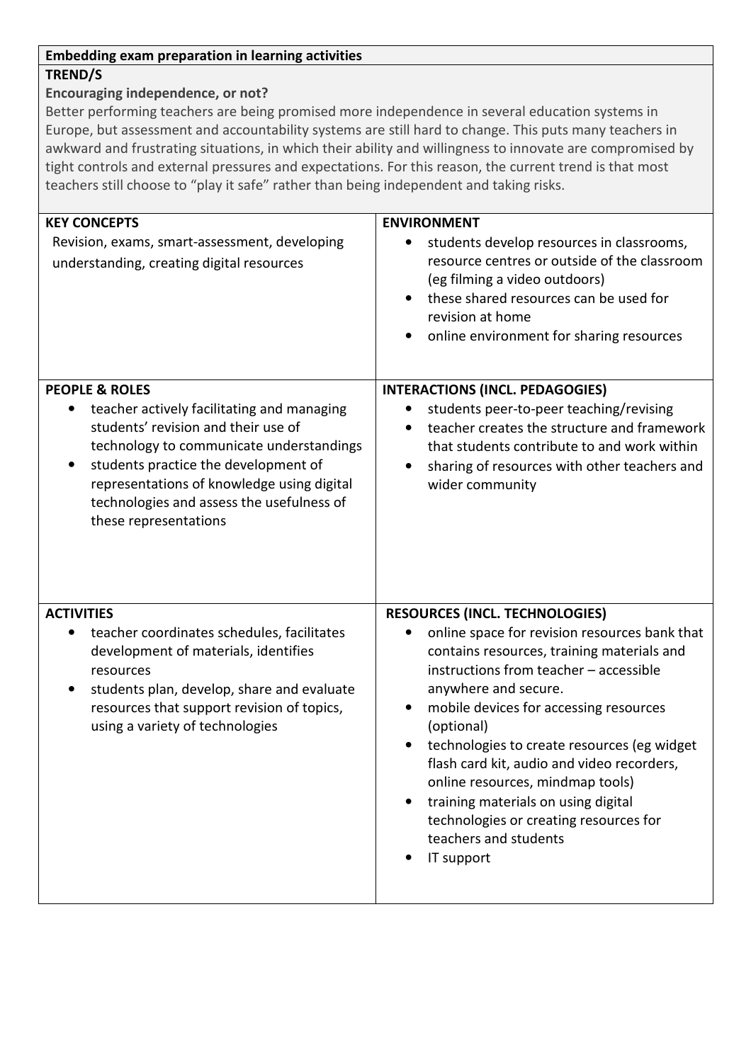**Embedding exam preparation in learning activities**

**TREND/S**

**Encouraging independence, or not?**

Better performing teachers are being promised more independence in several education systems in Europe, but assessment and accountability systems are still hard to change. This puts many teachers in awkward and frustrating situations, in which their ability and willingness to innovate are compromised by tight controls and external pressures and expectations. For this reason, the current trend is that most teachers still choose to "play it safe" rather than being independent and taking risks.

**KEY CONCEPTS**

Revision, exams, smart-assessment, developing understanding, creating digital resources

**ENVIRONMENT**

- students develop resources in classrooms, resource centres or outside of the classroom (eg filming a video outdoors)
- these shared resources can be used for revision at home
- online environment for sharing resources

**PEOPLE & ROLES**

- teacher actively facilitating and managing students' revision and their use of technology to communicate understandings
- students practice the development of representations of knowledge using digital technologies and assess the usefulness of these representations

**INTERACTIONS (INCL. PEDAGOGIES)**

- students peer-to-peer teaching/revising
- teacher creates the structure and framework that students contribute to and work within
- sharing of resources with other teachers and wider community

**ACTIVITIES**

- teacher coordinates schedules, facilitates development of materials, identifies resources
- students plan, develop, share and evaluate resources that support revision of topics, using a variety of technologies

**RESOURCES (INCL. TECHNOLOGIES)**

- online space for revision resources bank that contains resources, training materials and instructions from teacher – accessible anywhere and secure.
- mobile devices for accessing resources (optional)
- technologies to create resources (eg widget flash card kit, audio and video recorders, online resources, mindmap tools)
- training materials on using digital technologies or creating resources for teachers and students
- IT support